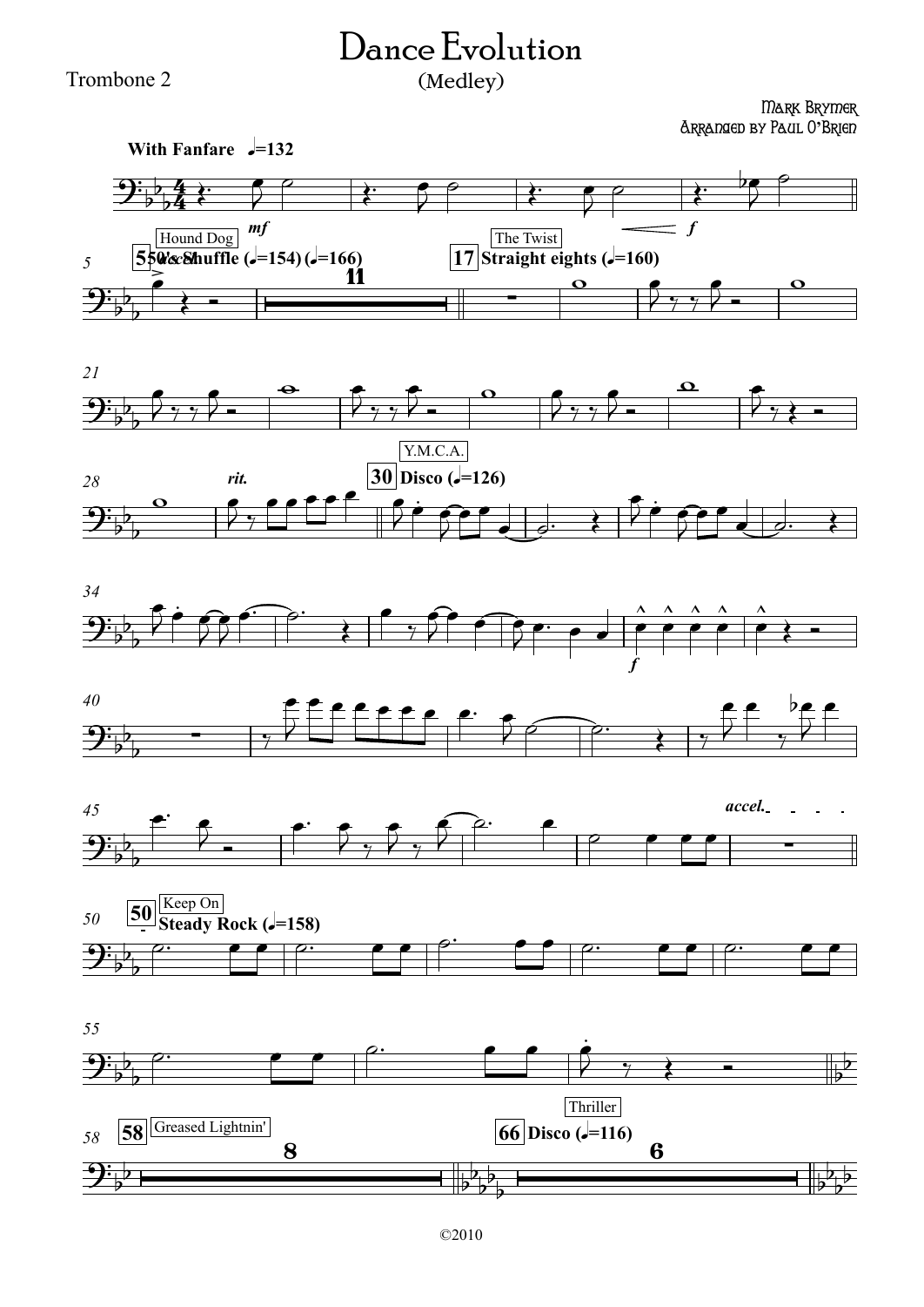Trombone 2

# Dance Evolution

(Medley)

Mark Brymer
Arranged by Paul O'Brien

With Fanfare ♩=132

Hound Dog — 5 50's Shuffle (♩=154) (♩=166) accel.

The Twist — 17 Straight eights (♩=160)

rit.

Y.M.C.A. — 30 Disco (♩=126)

accel.

Keep On — 50 Steady Rock (♩=158)

58 Greased Lightnin'

Thriller — 66 Disco (♩=116)

©2010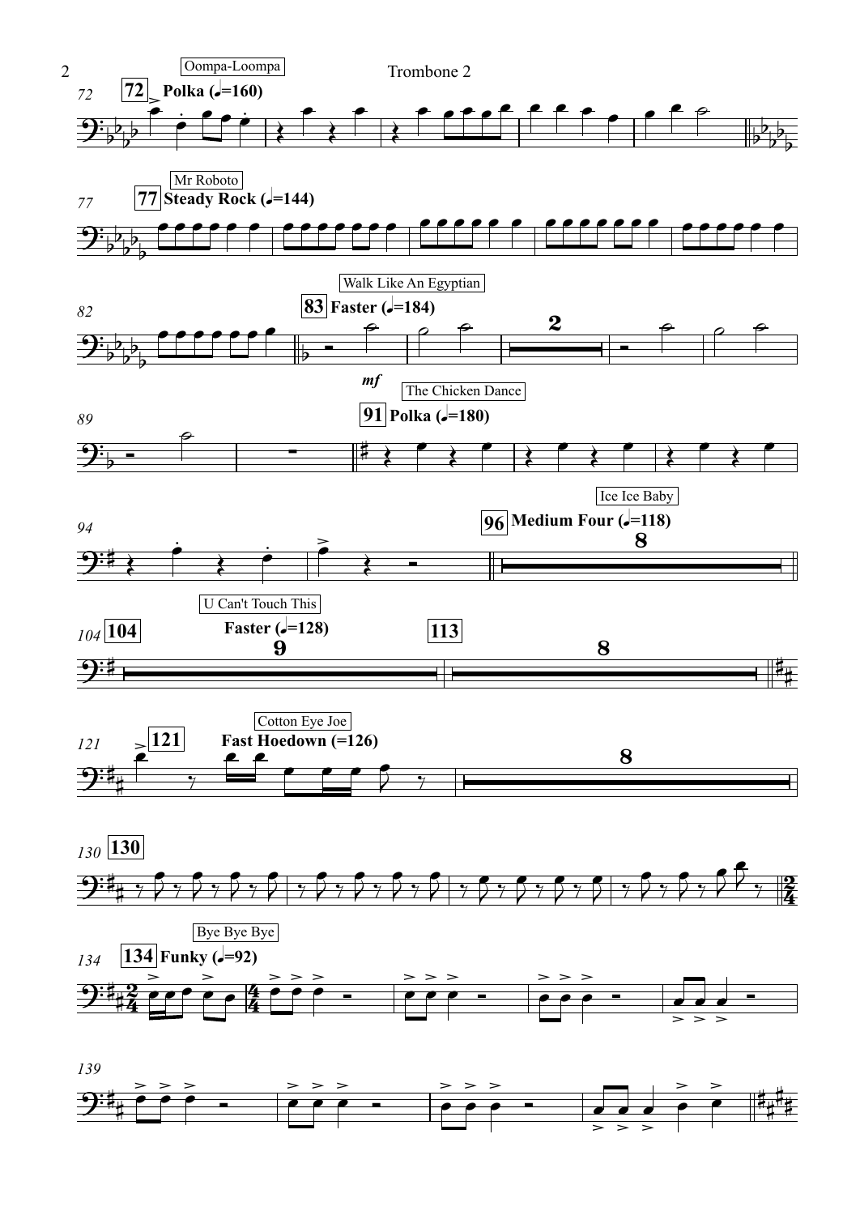**72** Oompa-Loompa — Polka (♩=160)

**77** Mr Roboto — Steady Rock (♩=144)

**83** Walk Like An Egyptian — Faster (♩=184)

*mf*

**91** The Chicken Dance — Polka (♩=180)

**96** Ice Ice Baby — Medium Four (♩=118)

**104** U Can't Touch This — Faster (♩=128)

**113**

**121** Cotton Eye Joe — Fast Hoedown (=126)

**130**

**134** Bye Bye Bye — Funky (♩=92)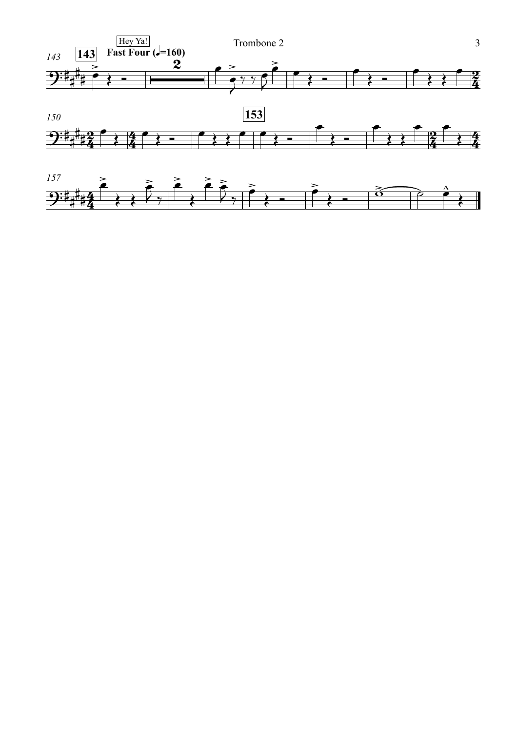Hey Ya!

**Fast Four (♩=160)**